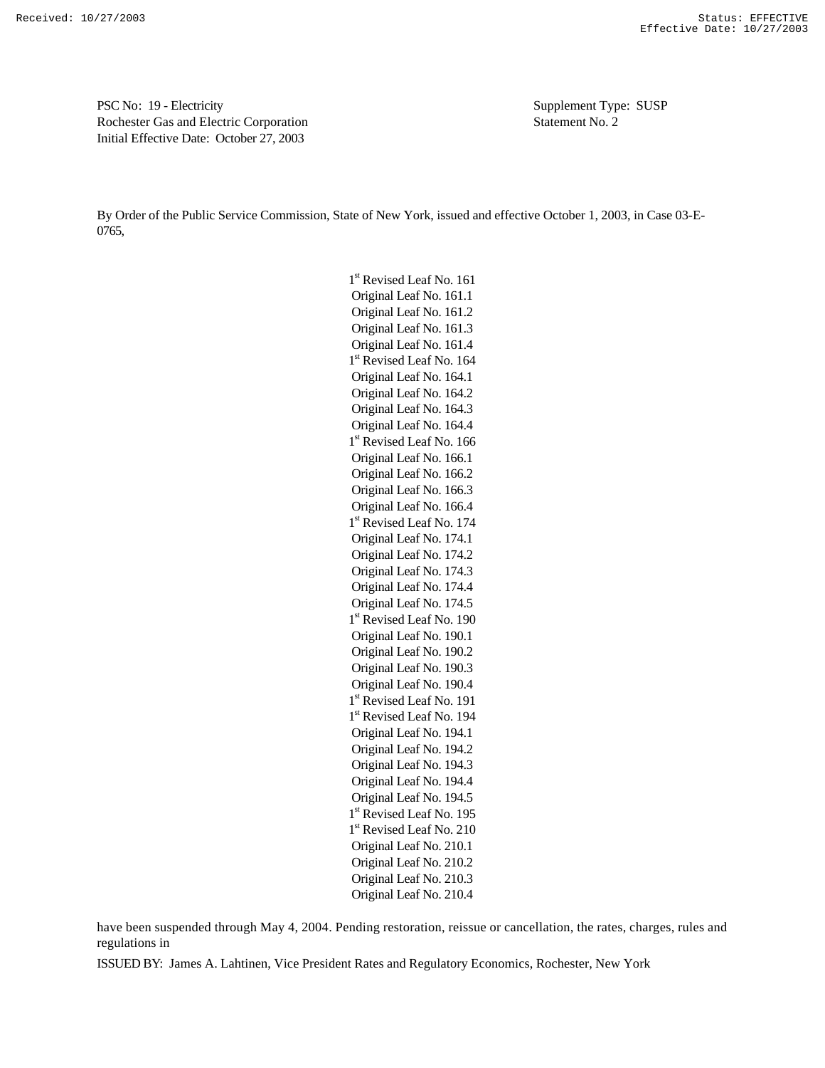Received: 10/27/2003 Status: EFFECTIVE
Effective Date: 10/27/2003

PSC No: 19 - Electricity
Rochester Gas and Electric Corporation
Initial Effective Date: October 27, 2003

Supplement Type: SUSP
Statement No. 2

By Order of the Public Service Commission, State of New York, issued and effective October 1, 2003, in Case 03-E-0765,

1st Revised Leaf No. 161
Original Leaf No. 161.1
Original Leaf No. 161.2
Original Leaf No. 161.3
Original Leaf No. 161.4
1st Revised Leaf No. 164
Original Leaf No. 164.1
Original Leaf No. 164.2
Original Leaf No. 164.3
Original Leaf No. 164.4
1st Revised Leaf No. 166
Original Leaf No. 166.1
Original Leaf No. 166.2
Original Leaf No. 166.3
Original Leaf No. 166.4
1st Revised Leaf No. 174
Original Leaf No. 174.1
Original Leaf No. 174.2
Original Leaf No. 174.3
Original Leaf No. 174.4
Original Leaf No. 174.5
1st Revised Leaf No. 190
Original Leaf No. 190.1
Original Leaf No. 190.2
Original Leaf No. 190.3
Original Leaf No. 190.4
1st Revised Leaf No. 191
1st Revised Leaf No. 194
Original Leaf No. 194.1
Original Leaf No. 194.2
Original Leaf No. 194.3
Original Leaf No. 194.4
Original Leaf No. 194.5
1st Revised Leaf No. 195
1st Revised Leaf No. 210
Original Leaf No. 210.1
Original Leaf No. 210.2
Original Leaf No. 210.3
Original Leaf No. 210.4

have been suspended through May 4, 2004. Pending restoration, reissue or cancellation, the rates, charges, rules and regulations in

ISSUED BY: James A. Lahtinen, Vice President Rates and Regulatory Economics, Rochester, New York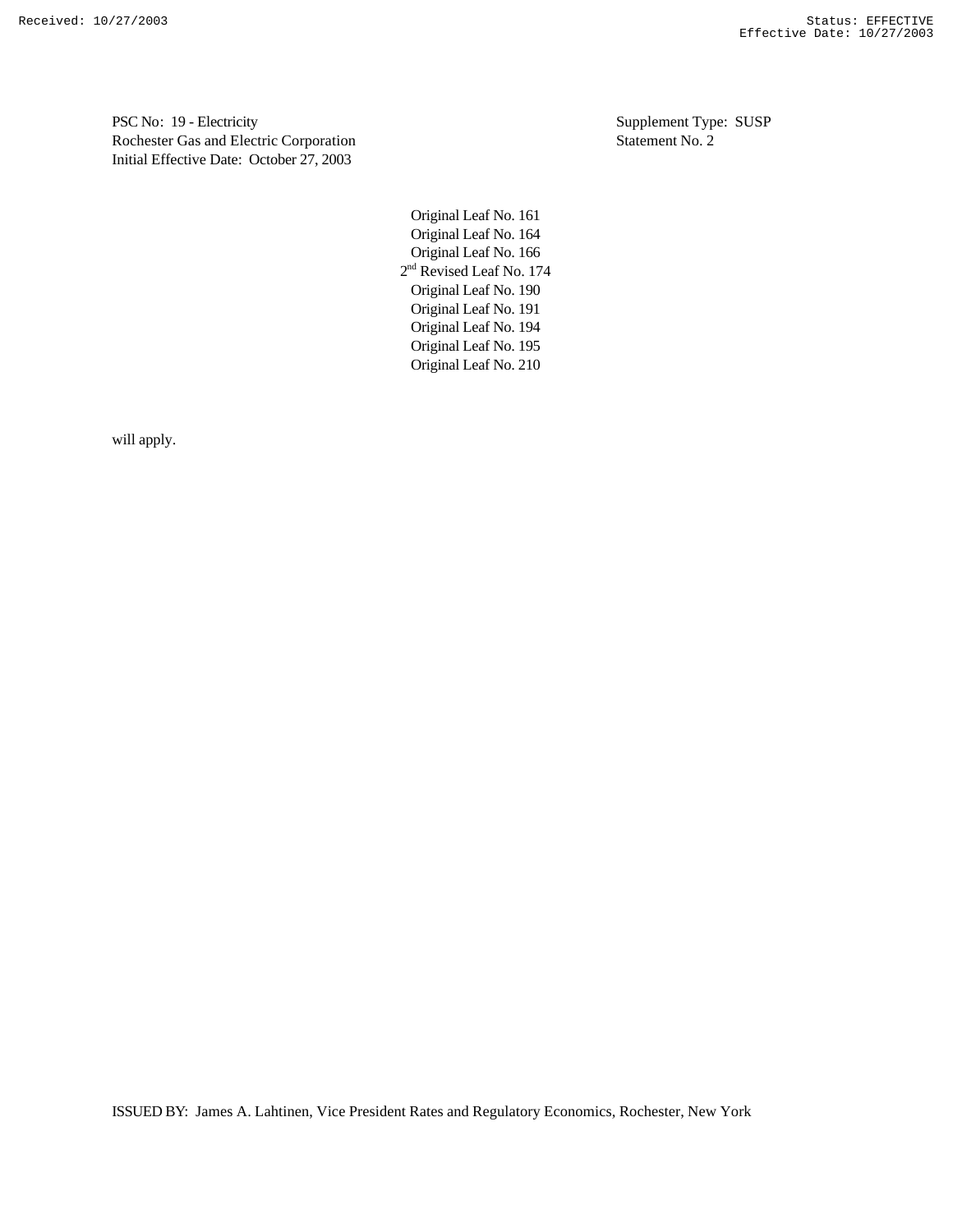PSC No: 19 - Electricity
Rochester Gas and Electric Corporation
Initial Effective Date: October 27, 2003

Supplement Type: SUSP
Statement No. 2

Original Leaf No. 161
Original Leaf No. 164
Original Leaf No. 166
2nd Revised Leaf No. 174
Original Leaf No. 190
Original Leaf No. 191
Original Leaf No. 194
Original Leaf No. 195
Original Leaf No. 210

will apply.

ISSUED BY: James A. Lahtinen, Vice President Rates and Regulatory Economics, Rochester, New York